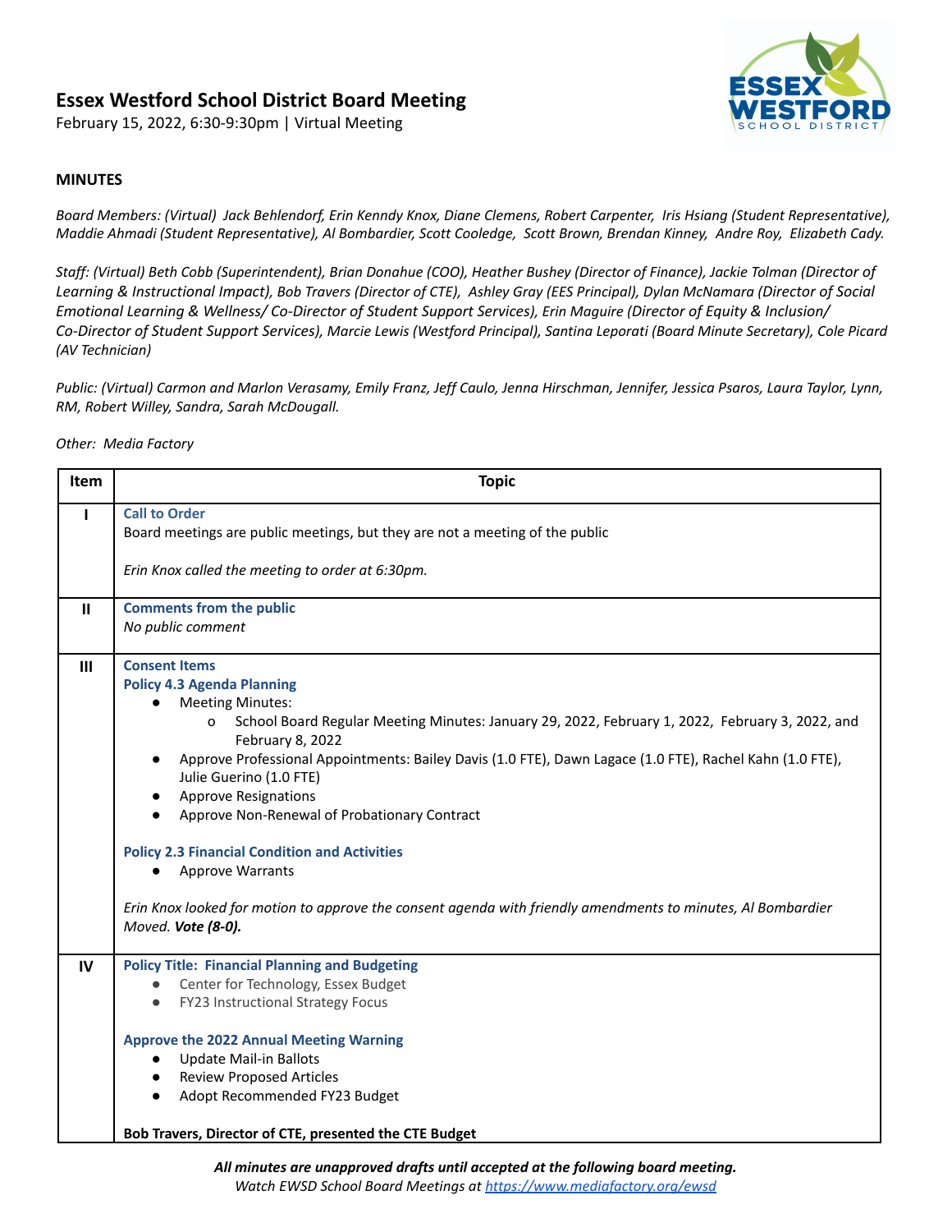# Essex Westford School District Board Meeting

February 15, 2022, 6:30-9:30pm | Virtual Meeting

**MINUTES**

*Board Members: (Virtual) Jack Behlendorf, Erin Kenndy Knox, Diane Clemens, Robert Carpenter, Iris Hsiang (Student Representative), Maddie Ahmadi (Student Representative), Al Bombardier, Scott Cooledge, Scott Brown, Brendan Kinney, Andre Roy, Elizabeth Cady.*

*Staff: (Virtual) Beth Cobb (Superintendent), Brian Donahue (COO), Heather Bushey (Director of Finance), Jackie Tolman (Director of Learning & Instructional Impact), Bob Travers (Director of CTE), Ashley Gray (EES Principal), Dylan McNamara (Director of Social Emotional Learning & Wellness/ Co-Director of Student Support Services), Erin Maguire (Director of Equity & Inclusion/ Co-Director of Student Support Services), Marcie Lewis (Westford Principal), Santina Leporati (Board Minute Secretary), Cole Picard (AV Technician)*

*Public: (Virtual) Carmon and Marlon Verasamy, Emily Franz, Jeff Caulo, Jenna Hirschman, Jennifer, Jessica Psaros, Laura Taylor, Lynn, RM, Robert Willey, Sandra, Sarah McDougall.*

*Other: Media Factory*

| Item | Topic |
|---|---|
| I | **Call to Order**<br>Board meetings are public meetings, but they are not a meeting of the public<br><br>*Erin Knox called the meeting to order at 6:30pm.* |
| II | **Comments from the public**<br>*No public comment* |
| III | **Consent Items**<br>**Policy 4.3 Agenda Planning**<br>● Meeting Minutes:<br>&nbsp;&nbsp;&nbsp;&nbsp;o School Board Regular Meeting Minutes: January 29, 2022, February 1, 2022, February 3, 2022, and February 8, 2022<br>● Approve Professional Appointments: Bailey Davis (1.0 FTE), Dawn Lagace (1.0 FTE), Rachel Kahn (1.0 FTE), Julie Guerino (1.0 FTE)<br>● Approve Resignations<br>● Approve Non-Renewal of Probationary Contract<br><br>**Policy 2.3 Financial Condition and Activities**<br>● Approve Warrants<br><br>*Erin Knox looked for motion to approve the consent agenda with friendly amendments to minutes, Al Bombardier Moved.* ***Vote (8-0).*** |
| IV | **Policy Title: Financial Planning and Budgeting**<br>● Center for Technology, Essex Budget<br>● FY23 Instructional Strategy Focus<br><br>**Approve the 2022 Annual Meeting Warning**<br>● Update Mail-in Ballots<br>● Review Proposed Articles<br>● Adopt Recommended FY23 Budget<br><br>**Bob Travers, Director of CTE, presented the CTE Budget** |

***All minutes are unapproved drafts until accepted at the following board meeting.***
*Watch EWSD School Board Meetings at https://www.mediafactory.org/ewsd*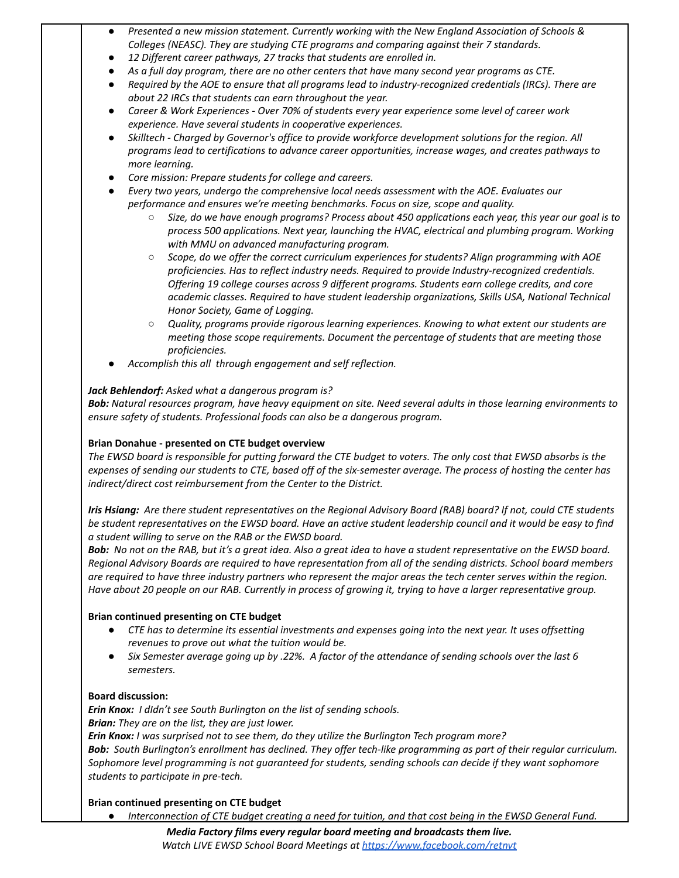- *Presented a new mission statement. Currently working with the New England Association of Schools & Colleges (NEASC). They are studying CTE programs and comparing against their 7 standards.*
- *12 Different career pathways, 27 tracks that students are enrolled in.*
- *As a full day program, there are no other centers that have many second year programs as CTE.*
- *Required by the AOE to ensure that all programs lead to industry-recognized credentials (IRCs). There are about 22 IRCs that students can earn throughout the year.*
- *Career & Work Experiences - Over 70% of students every year experience some level of career work experience. Have several students in cooperative experiences.*
- *Skilltech - Charged by Governor's office to provide workforce development solutions for the region. All programs lead to certifications to advance career opportunities, increase wages, and creates pathways to more learning.*
- *Core mission: Prepare students for college and careers.*
- *Every two years, undergo the comprehensive local needs assessment with the AOE. Evaluates our performance and ensures we're meeting benchmarks. Focus on size, scope and quality.*
    - *Size, do we have enough programs? Process about 450 applications each year, this year our goal is to process 500 applications. Next year, launching the HVAC, electrical and plumbing program. Working with MMU on advanced manufacturing program.*
    - *Scope, do we offer the correct curriculum experiences for students? Align programming with AOE proficiencies. Has to reflect industry needs. Required to provide Industry-recognized credentials. Offering 19 college courses across 9 different programs. Students earn college credits, and core academic classes. Required to have student leadership organizations, Skills USA, National Technical Honor Society, Game of Logging.*
    - *Quality, programs provide rigorous learning experiences. Knowing to what extent our students are meeting those scope requirements. Document the percentage of students that are meeting those proficiencies.*
- *Accomplish this all through engagement and self reflection.*

***Jack Behlendorf:*** *Asked what a dangerous program is?*
***Bob:*** *Natural resources program, have heavy equipment on site. Need several adults in those learning environments to ensure safety of students. Professional foods can also be a dangerous program.*

**Brian Donahue - presented on CTE budget overview**
*The EWSD board is responsible for putting forward the CTE budget to voters. The only cost that EWSD absorbs is the expenses of sending our students to CTE, based off of the six-semester average. The process of hosting the center has indirect/direct cost reimbursement from the Center to the District.*

***Iris Hsiang:*** *Are there student representatives on the Regional Advisory Board (RAB) board? If not, could CTE students be student representatives on the EWSD board. Have an active student leadership council and it would be easy to find a student willing to serve on the RAB or the EWSD board.*
***Bob:*** *No not on the RAB, but it's a great idea. Also a great idea to have a student representative on the EWSD board. Regional Advisory Boards are required to have representation from all of the sending districts. School board members are required to have three industry partners who represent the major areas the tech center serves within the region. Have about 20 people on our RAB. Currently in process of growing it, trying to have a larger representative group.*

**Brian continued presenting on CTE budget**
- *CTE has to determine its essential investments and expenses going into the next year. It uses offsetting revenues to prove out what the tuition would be.*
- *Six Semester average going up by .22%. A factor of the attendance of sending schools over the last 6 semesters.*

**Board discussion:**
***Erin Knox:*** *I dIdn't see South Burlington on the list of sending schools.*
***Brian:*** *They are on the list, they are just lower.*
***Erin Knox:*** *I was surprised not to see them, do they utilize the Burlington Tech program more?*
***Bob:*** *South Burlington's enrollment has declined. They offer tech-like programming as part of their regular curriculum. Sophomore level programming is not guaranteed for students, sending schools can decide if they want sophomore students to participate in pre-tech.*

**Brian continued presenting on CTE budget**
- *Interconnection of CTE budget creating a need for tuition, and that cost being in the EWSD General Fund.*

***Media Factory films every regular board meeting and broadcasts them live.***
*Watch LIVE EWSD School Board Meetings at [https://www.facebook.com/retnvt](https://www.facebook.com/retnvt)*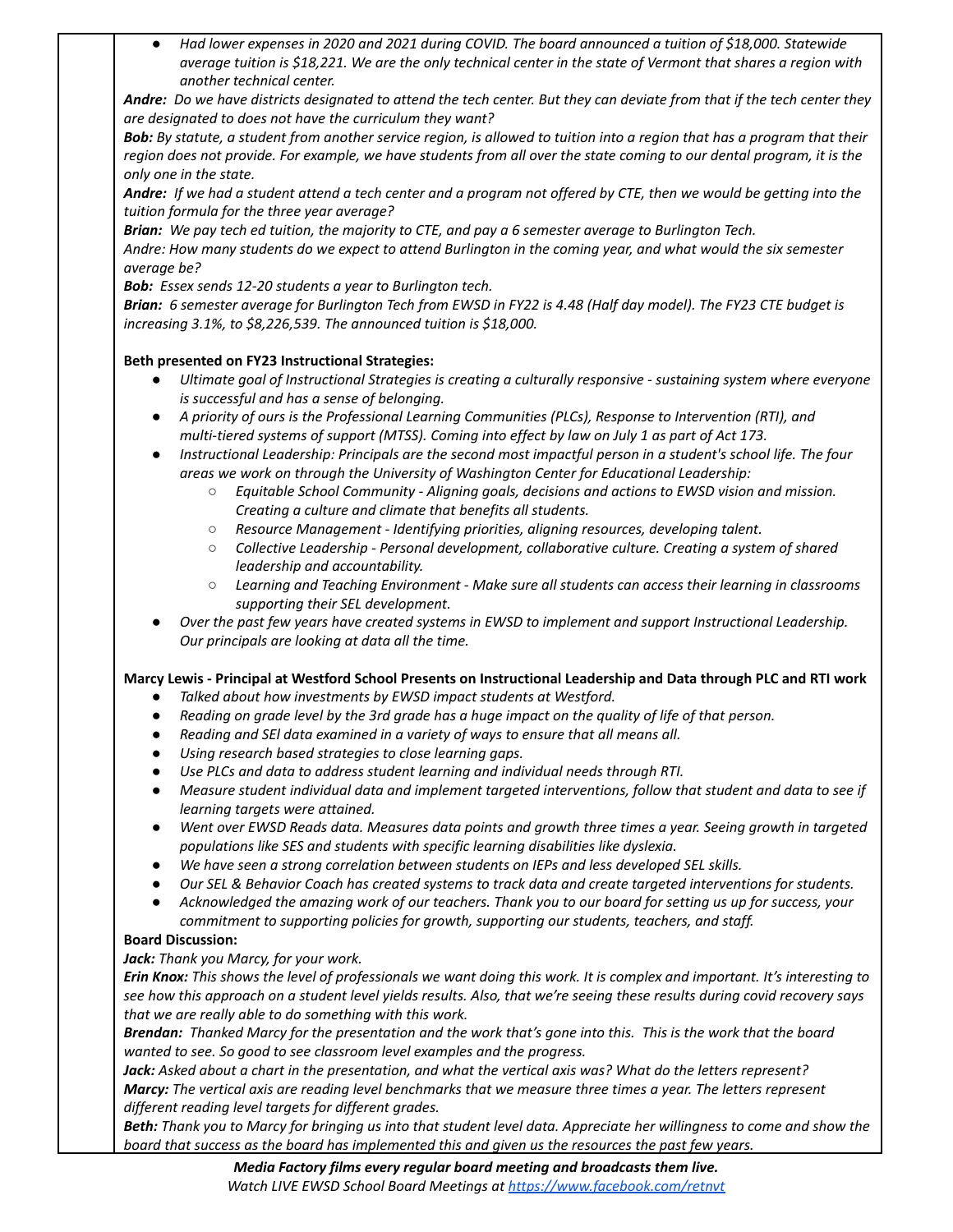- *Had lower expenses in 2020 and 2021 during COVID. The board announced a tuition of $18,000. Statewide average tuition is $18,221. We are the only technical center in the state of Vermont that shares a region with another technical center.*

***Andre:*** *Do we have districts designated to attend the tech center. But they can deviate from that if the tech center they are designated to does not have the curriculum they want?*

***Bob:*** *By statute, a student from another service region, is allowed to tuition into a region that has a program that their region does not provide. For example, we have students from all over the state coming to our dental program, it is the only one in the state.*

***Andre:*** *If we had a student attend a tech center and a program not offered by CTE, then we would be getting into the tuition formula for the three year average?*

***Brian:*** *We pay tech ed tuition, the majority to CTE, and pay a 6 semester average to Burlington Tech.*

*Andre: How many students do we expect to attend Burlington in the coming year, and what would the six semester average be?*

***Bob:*** *Essex sends 12-20 students a year to Burlington tech.*

***Brian:*** *6 semester average for Burlington Tech from EWSD in FY22 is 4.48 (Half day model). The FY23 CTE budget is increasing 3.1%, to $8,226,539. The announced tuition is $18,000.*

**Beth presented on FY23 Instructional Strategies:**

- *Ultimate goal of Instructional Strategies is creating a culturally responsive - sustaining system where everyone is successful and has a sense of belonging.*
- *A priority of ours is the Professional Learning Communities (PLCs), Response to Intervention (RTI), and multi-tiered systems of support (MTSS). Coming into effect by law on July 1 as part of Act 173.*
- *Instructional Leadership: Principals are the second most impactful person in a student's school life. The four areas we work on through the University of Washington Center for Educational Leadership:*
  - *Equitable School Community - Aligning goals, decisions and actions to EWSD vision and mission. Creating a culture and climate that benefits all students.*
  - *Resource Management - Identifying priorities, aligning resources, developing talent.*
  - *Collective Leadership - Personal development, collaborative culture. Creating a system of shared leadership and accountability.*
  - *Learning and Teaching Environment - Make sure all students can access their learning in classrooms supporting their SEL development.*
- *Over the past few years have created systems in EWSD to implement and support Instructional Leadership. Our principals are looking at data all the time.*

**Marcy Lewis - Principal at Westford School Presents on Instructional Leadership and Data through PLC and RTI work**

- *Talked about how investments by EWSD impact students at Westford.*
- *Reading on grade level by the 3rd grade has a huge impact on the quality of life of that person.*
- *Reading and SEl data examined in a variety of ways to ensure that all means all.*
- *Using research based strategies to close learning gaps.*
- *Use PLCs and data to address student learning and individual needs through RTI.*
- *Measure student individual data and implement targeted interventions, follow that student and data to see if learning targets were attained.*
- *Went over EWSD Reads data. Measures data points and growth three times a year. Seeing growth in targeted populations like SES and students with specific learning disabilities like dyslexia.*
- *We have seen a strong correlation between students on IEPs and less developed SEL skills.*
- *Our SEL & Behavior Coach has created systems to track data and create targeted interventions for students.*
- *Acknowledged the amazing work of our teachers. Thank you to our board for setting us up for success, your commitment to supporting policies for growth, supporting our students, teachers, and staff.*

**Board Discussion:**

***Jack:*** *Thank you Marcy, for your work.*

***Erin Knox:*** *This shows the level of professionals we want doing this work. It is complex and important. It's interesting to see how this approach on a student level yields results. Also, that we're seeing these results during covid recovery says that we are really able to do something with this work.*

***Brendan:*** *Thanked Marcy for the presentation and the work that's gone into this. This is the work that the board wanted to see. So good to see classroom level examples and the progress.*

***Jack:*** *Asked about a chart in the presentation, and what the vertical axis was? What do the letters represent?*

***Marcy:*** *The vertical axis are reading level benchmarks that we measure three times a year. The letters represent different reading level targets for different grades.*

***Beth:*** *Thank you to Marcy for bringing us into that student level data. Appreciate her willingness to come and show the board that success as the board has implemented this and given us the resources the past few years.*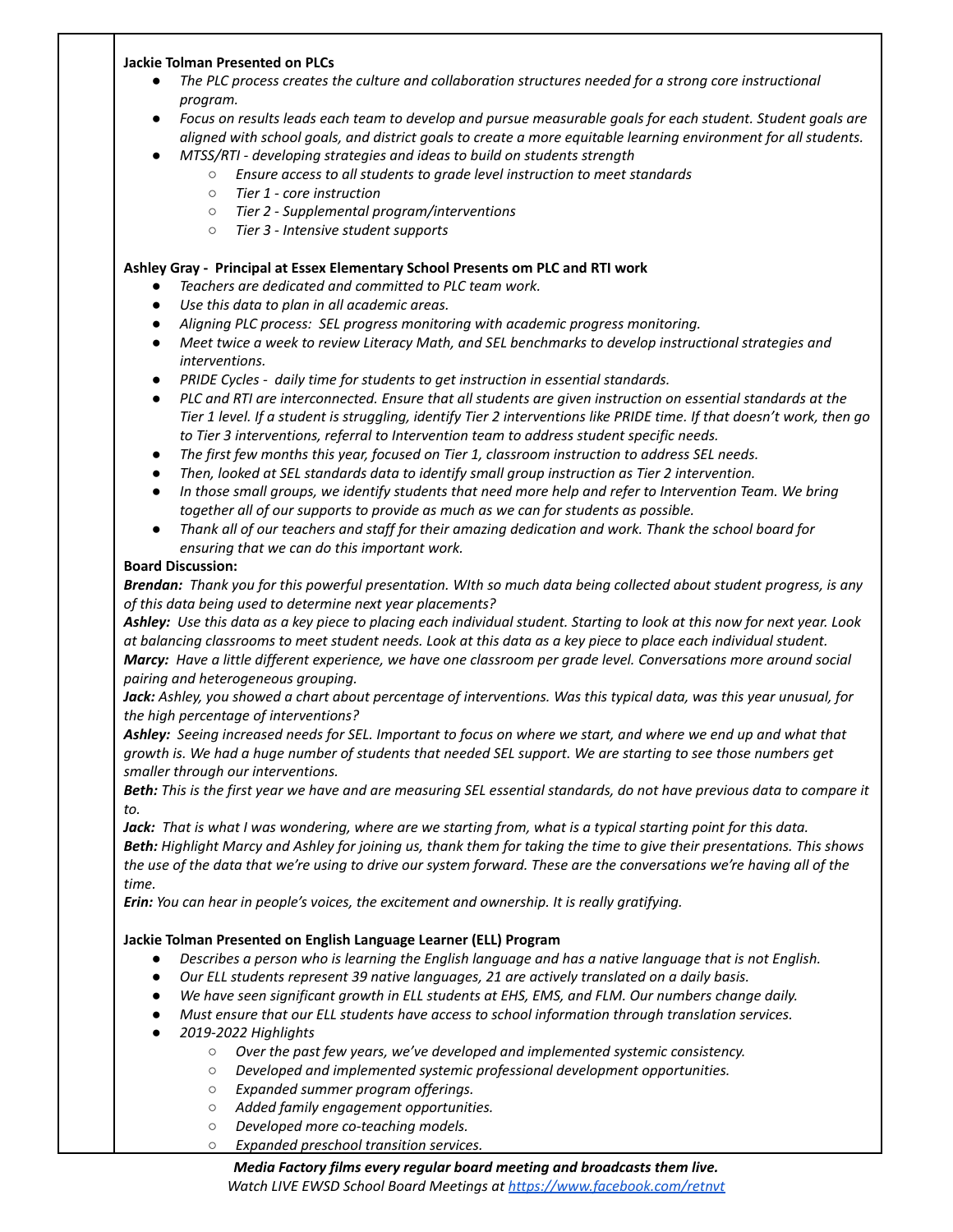**Jackie Tolman Presented on PLCs**

- *The PLC process creates the culture and collaboration structures needed for a strong core instructional program.*
- *Focus on results leads each team to develop and pursue measurable goals for each student. Student goals are aligned with school goals, and district goals to create a more equitable learning environment for all students.*
- *MTSS/RTI - developing strategies and ideas to build on students strength*
  - *Ensure access to all students to grade level instruction to meet standards*
  - *Tier 1 - core instruction*
  - *Tier 2 - Supplemental program/interventions*
  - *Tier 3 - Intensive student supports*

**Ashley Gray - Principal at Essex Elementary School Presents om PLC and RTI work**

- *Teachers are dedicated and committed to PLC team work.*
- *Use this data to plan in all academic areas.*
- *Aligning PLC process: SEL progress monitoring with academic progress monitoring.*
- *Meet twice a week to review Literacy Math, and SEL benchmarks to develop instructional strategies and interventions.*
- *PRIDE Cycles - daily time for students to get instruction in essential standards.*
- *PLC and RTI are interconnected. Ensure that all students are given instruction on essential standards at the Tier 1 level. If a student is struggling, identify Tier 2 interventions like PRIDE time. If that doesn't work, then go to Tier 3 interventions, referral to Intervention team to address student specific needs.*
- *The first few months this year, focused on Tier 1, classroom instruction to address SEL needs.*
- *Then, looked at SEL standards data to identify small group instruction as Tier 2 intervention.*
- *In those small groups, we identify students that need more help and refer to Intervention Team. We bring together all of our supports to provide as much as we can for students as possible.*
- *Thank all of our teachers and staff for their amazing dedication and work. Thank the school board for ensuring that we can do this important work.*

**Board Discussion:**

***Brendan:*** *Thank you for this powerful presentation. WIth so much data being collected about student progress, is any of this data being used to determine next year placements?*

***Ashley:*** *Use this data as a key piece to placing each individual student. Starting to look at this now for next year. Look at balancing classrooms to meet student needs. Look at this data as a key piece to place each individual student.*

***Marcy:*** *Have a little different experience, we have one classroom per grade level. Conversations more around social pairing and heterogeneous grouping.*

***Jack:*** *Ashley, you showed a chart about percentage of interventions. Was this typical data, was this year unusual, for the high percentage of interventions?*

***Ashley:*** *Seeing increased needs for SEL. Important to focus on where we start, and where we end up and what that growth is. We had a huge number of students that needed SEL support. We are starting to see those numbers get smaller through our interventions.*

***Beth:*** *This is the first year we have and are measuring SEL essential standards, do not have previous data to compare it to.*

***Jack:*** *That is what I was wondering, where are we starting from, what is a typical starting point for this data.*

***Beth:*** *Highlight Marcy and Ashley for joining us, thank them for taking the time to give their presentations. This shows the use of the data that we're using to drive our system forward. These are the conversations we're having all of the time.*

***Erin:*** *You can hear in people's voices, the excitement and ownership. It is really gratifying.*

**Jackie Tolman Presented on English Language Learner (ELL) Program**

- *Describes a person who is learning the English language and has a native language that is not English.*
- *Our ELL students represent 39 native languages, 21 are actively translated on a daily basis.*
- *We have seen significant growth in ELL students at EHS, EMS, and FLM. Our numbers change daily.*
- *Must ensure that our ELL students have access to school information through translation services.*
- *2019-2022 Highlights*
  - *Over the past few years, we've developed and implemented systemic consistency.*
  - *Developed and implemented systemic professional development opportunities.*
  - *Expanded summer program offerings.*
  - *Added family engagement opportunities.*
  - *Developed more co-teaching models.*
  - *Expanded preschool transition services.*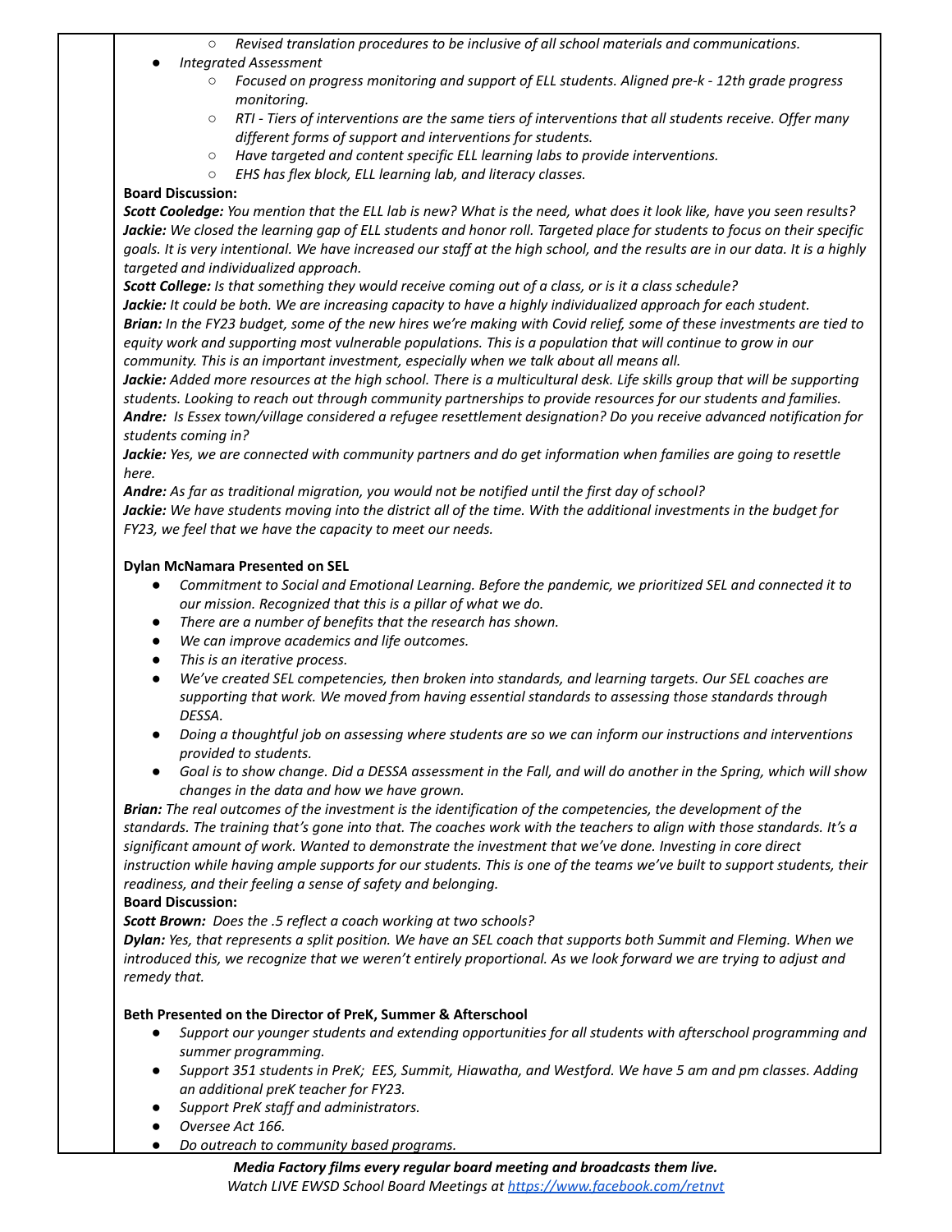- *Revised translation procedures to be inclusive of all school materials and communications.*
- *Integrated Assessment*
  - *Focused on progress monitoring and support of ELL students. Aligned pre-k - 12th grade progress monitoring.*
  - *RTI - Tiers of interventions are the same tiers of interventions that all students receive. Offer many different forms of support and interventions for students.*
  - *Have targeted and content specific ELL learning labs to provide interventions.*
  - *EHS has flex block, ELL learning lab, and literacy classes.*

**Board Discussion:**

***Scott Cooledge:*** *You mention that the ELL lab is new? What is the need, what does it look like, have you seen results?*

***Jackie:*** *We closed the learning gap of ELL students and honor roll. Targeted place for students to focus on their specific goals. It is very intentional. We have increased our staff at the high school, and the results are in our data. It is a highly targeted and individualized approach.*

***Scott College:*** *Is that something they would receive coming out of a class, or is it a class schedule?*

***Jackie:*** *It could be both. We are increasing capacity to have a highly individualized approach for each student.*

***Brian:*** *In the FY23 budget, some of the new hires we're making with Covid relief, some of these investments are tied to equity work and supporting most vulnerable populations. This is a population that will continue to grow in our community. This is an important investment, especially when we talk about all means all.*

***Jackie:*** *Added more resources at the high school. There is a multicultural desk. Life skills group that will be supporting students. Looking to reach out through community partnerships to provide resources for our students and families.*

***Andre:*** *Is Essex town/village considered a refugee resettlement designation? Do you receive advanced notification for students coming in?*

***Jackie:*** *Yes, we are connected with community partners and do get information when families are going to resettle here.*

***Andre:*** *As far as traditional migration, you would not be notified until the first day of school?*

***Jackie:*** *We have students moving into the district all of the time. With the additional investments in the budget for FY23, we feel that we have the capacity to meet our needs.*

**Dylan McNamara Presented on SEL**

- *Commitment to Social and Emotional Learning. Before the pandemic, we prioritized SEL and connected it to our mission. Recognized that this is a pillar of what we do.*
- *There are a number of benefits that the research has shown.*
- *We can improve academics and life outcomes.*
- *This is an iterative process.*
- *We've created SEL competencies, then broken into standards, and learning targets. Our SEL coaches are supporting that work. We moved from having essential standards to assessing those standards through DESSA.*
- *Doing a thoughtful job on assessing where students are so we can inform our instructions and interventions provided to students.*
- *Goal is to show change. Did a DESSA assessment in the Fall, and will do another in the Spring, which will show changes in the data and how we have grown.*

***Brian:*** *The real outcomes of the investment is the identification of the competencies, the development of the standards. The training that's gone into that. The coaches work with the teachers to align with those standards. It's a significant amount of work. Wanted to demonstrate the investment that we've done. Investing in core direct instruction while having ample supports for our students. This is one of the teams we've built to support students, their readiness, and their feeling a sense of safety and belonging.*

**Board Discussion:**

***Scott Brown:*** *Does the .5 reflect a coach working at two schools?*

***Dylan:*** *Yes, that represents a split position. We have an SEL coach that supports both Summit and Fleming. When we introduced this, we recognize that we weren't entirely proportional. As we look forward we are trying to adjust and remedy that.*

**Beth Presented on the Director of PreK, Summer & Afterschool**

- *Support our younger students and extending opportunities for all students with afterschool programming and summer programming.*
- *Support 351 students in PreK; EES, Summit, Hiawatha, and Westford. We have 5 am and pm classes. Adding an additional preK teacher for FY23.*
- *Support PreK staff and administrators.*
- *Oversee Act 166.*
- *Do outreach to community based programs.*

***Media Factory films every regular board meeting and broadcasts them live.***
*Watch LIVE EWSD School Board Meetings at [https://www.facebook.com/retnvt](https://www.facebook.com/retnvt)*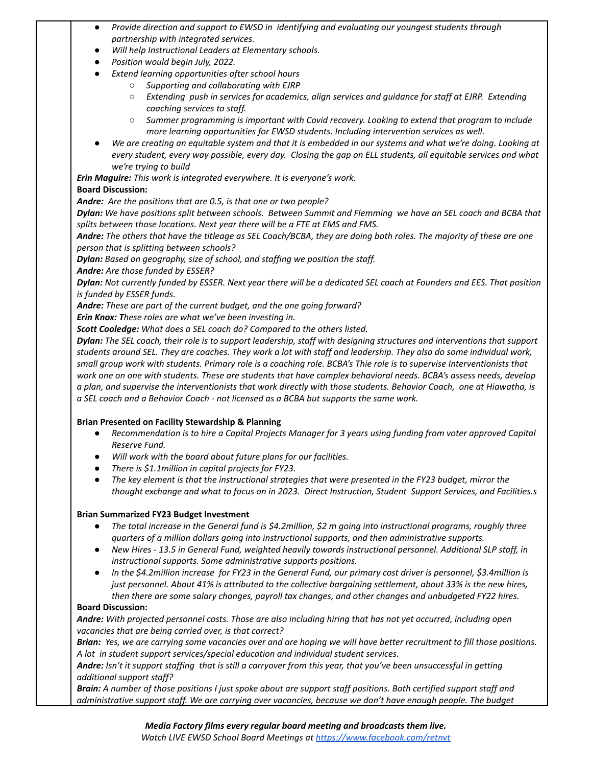- *Provide direction and support to EWSD in identifying and evaluating our youngest students through partnership with integrated services.*
- *Will help Instructional Leaders at Elementary schools.*
- *Position would begin July, 2022.*
- *Extend learning opportunities after school hours*
  - *Supporting and collaborating with EJRP*
  - *Extending push in services for academics, align services and guidance for staff at EJRP. Extending coaching services to staff.*
  - *Summer programming is important with Covid recovery. Looking to extend that program to include more learning opportunities for EWSD students. Including intervention services as well.*
- *We are creating an equitable system and that it is embedded in our systems and what we're doing. Looking at every student, every way possible, every day. Closing the gap on ELL students, all equitable services and what we're trying to build*

***Erin Maguire:*** *This work is integrated everywhere. It is everyone's work.*

**Board Discussion:**

***Andre:*** *Are the positions that are 0.5, is that one or two people?*

***Dylan:*** *We have positions split between schools. Between Summit and Flemming we have an SEL coach and BCBA that splits between those locations. Next year there will be a FTE at EMS and FMS.*

***Andre:*** *The others that have the titleage as SEL Coach/BCBA, they are doing both roles. The majority of these are one person that is splitting between schools?*

***Dylan:*** *Based on geography, size of school, and staffing we position the staff.*

***Andre:*** *Are those funded by ESSER?*

***Dylan:*** *Not currently funded by ESSER. Next year there will be a dedicated SEL coach at Founders and EES. That position is funded by ESSER funds.*

***Andre:*** *These are part of the current budget, and the one going forward?*

***Erin Knox: T****hese roles are what we've been investing in.*

***Scott Cooledge:*** *What does a SEL coach do? Compared to the others listed.*

***Dylan:*** *The SEL coach, their role is to support leadership, staff with designing structures and interventions that support students around SEL. They are coaches. They work a lot with staff and leadership. They also do some individual work, small group work with students. Primary role is a coaching role. BCBA's Thie role is to supervise Interventionists that work one on one with students. These are students that have complex behavioral needs. BCBA's assess needs, develop a plan, and supervise the interventionists that work directly with those students. Behavior Coach, one at Hiawatha, is a SEL coach and a Behavior Coach - not licensed as a BCBA but supports the same work.*

**Brian Presented on Facility Stewardship & Planning**

- *Recommendation is to hire a Capital Projects Manager for 3 years using funding from voter approved Capital Reserve Fund.*
- *Will work with the board about future plans for our facilities.*
- *There is $1.1million in capital projects for FY23.*
- *The key element is that the instructional strategies that were presented in the FY23 budget, mirror the thought exchange and what to focus on in 2023. Direct Instruction, Student Support Services, and Facilities.s*

**Brian Summarized FY23 Budget Investment**

- *The total increase in the General fund is $4.2million, $2 m going into instructional programs, roughly three quarters of a million dollars going into instructional supports, and then administrative supports.*
- *New Hires - 13.5 in General Fund, weighted heavily towards instructional personnel. Additional SLP staff, in instructional supports. Some administrative supports positions.*
- *In the $4.2million increase for FY23 in the General Fund, our primary cost driver is personnel, $3.4million is just personnel. About 41% is attributed to the collective bargaining settlement, about 33% is the new hires, then there are some salary changes, payroll tax changes, and other changes and unbudgeted FY22 hires.*

**Board Discussion:**

***Andre:*** *With projected personnel costs. Those are also including hiring that has not yet occurred, including open vacancies that are being carried over, is that correct?*

***Brian:*** *Yes, we are carrying some vacancies over and are hoping we will have better recruitment to fill those positions. A lot in student support services/special education and individual student services.*

***Andre:*** *Isn't it support staffing that is still a carryover from this year, that you've been unsuccessful in getting additional support staff?*

***Brain:*** *A number of those positions I just spoke about are support staff positions. Both certified support staff and administrative support staff. We are carrying over vacancies, because we don't have enough people. The budget*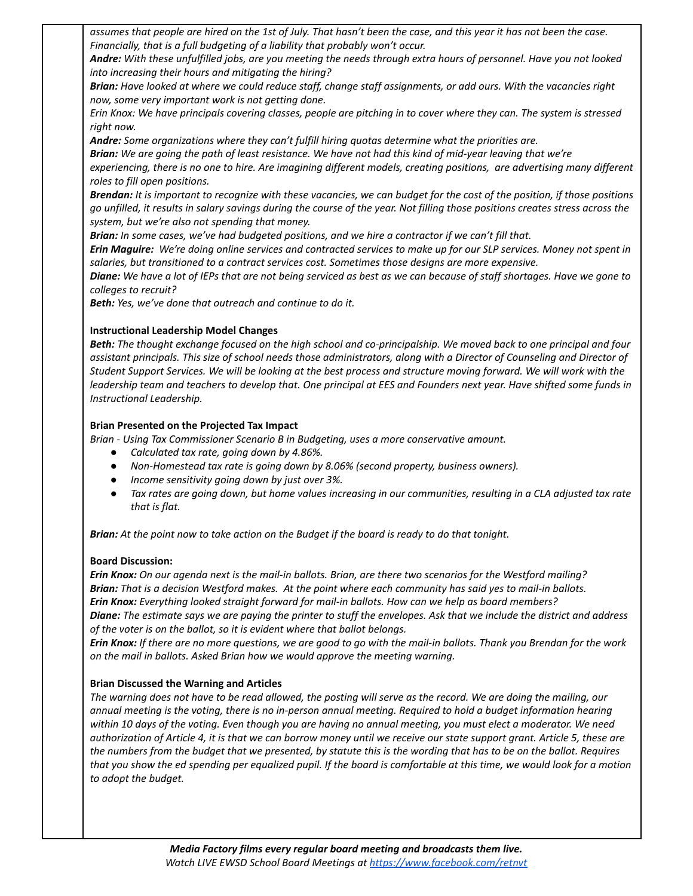*assumes that people are hired on the 1st of July. That hasn't been the case, and this year it has not been the case. Financially, that is a full budgeting of a liability that probably won't occur.*

***Andre:*** *With these unfulfilled jobs, are you meeting the needs through extra hours of personnel. Have you not looked into increasing their hours and mitigating the hiring?*

***Brian:*** *Have looked at where we could reduce staff, change staff assignments, or add ours. With the vacancies right now, some very important work is not getting done.*

*Erin Knox: We have principals covering classes, people are pitching in to cover where they can. The system is stressed right now.*

***Andre:*** *Some organizations where they can't fulfill hiring quotas determine what the priorities are.*

***Brian:*** *We are going the path of least resistance. We have not had this kind of mid-year leaving that we're experiencing, there is no one to hire. Are imagining different models, creating positions, are advertising many different roles to fill open positions.*

***Brendan:*** *It is important to recognize with these vacancies, we can budget for the cost of the position, if those positions go unfilled, it results in salary savings during the course of the year. Not filling those positions creates stress across the system, but we're also not spending that money.*

***Brian:*** *In some cases, we've had budgeted positions, and we hire a contractor if we can't fill that.*

***Erin Maguire:*** *We're doing online services and contracted services to make up for our SLP services. Money not spent in salaries, but transitioned to a contract services cost. Sometimes those designs are more expensive.*

***Diane:*** *We have a lot of IEPs that are not being serviced as best as we can because of staff shortages. Have we gone to colleges to recruit?*

***Beth:*** *Yes, we've done that outreach and continue to do it.*

**Instructional Leadership Model Changes**

***Beth:*** *The thought exchange focused on the high school and co-principalship. We moved back to one principal and four assistant principals. This size of school needs those administrators, along with a Director of Counseling and Director of Student Support Services. We will be looking at the best process and structure moving forward. We will work with the leadership team and teachers to develop that. One principal at EES and Founders next year. Have shifted some funds in Instructional Leadership.*

**Brian Presented on the Projected Tax Impact**

*Brian - Using Tax Commissioner Scenario B in Budgeting, uses a more conservative amount.*

- *Calculated tax rate, going down by 4.86%.*
- *Non-Homestead tax rate is going down by 8.06% (second property, business owners).*
- *Income sensitivity going down by just over 3%.*
- *Tax rates are going down, but home values increasing in our communities, resulting in a CLA adjusted tax rate that is flat.*

***Brian:*** *At the point now to take action on the Budget if the board is ready to do that tonight.*

**Board Discussion:**

***Erin Knox:*** *On our agenda next is the mail-in ballots. Brian, are there two scenarios for the Westford mailing?*

***Brian:*** *That is a decision Westford makes. At the point where each community has said yes to mail-in ballots.*

***Erin Knox:*** *Everything looked straight forward for mail-in ballots. How can we help as board members?*

***Diane:*** *The estimate says we are paying the printer to stuff the envelopes. Ask that we include the district and address of the voter is on the ballot, so it is evident where that ballot belongs.*

***Erin Knox:*** *If there are no more questions, we are good to go with the mail-in ballots. Thank you Brendan for the work on the mail in ballots. Asked Brian how we would approve the meeting warning.*

**Brian Discussed the Warning and Articles**

*The warning does not have to be read allowed, the posting will serve as the record. We are doing the mailing, our annual meeting is the voting, there is no in-person annual meeting. Required to hold a budget information hearing within 10 days of the voting. Even though you are having no annual meeting, you must elect a moderator. We need authorization of Article 4, it is that we can borrow money until we receive our state support grant. Article 5, these are the numbers from the budget that we presented, by statute this is the wording that has to be on the ballot. Requires that you show the ed spending per equalized pupil. If the board is comfortable at this time, we would look for a motion to adopt the budget.*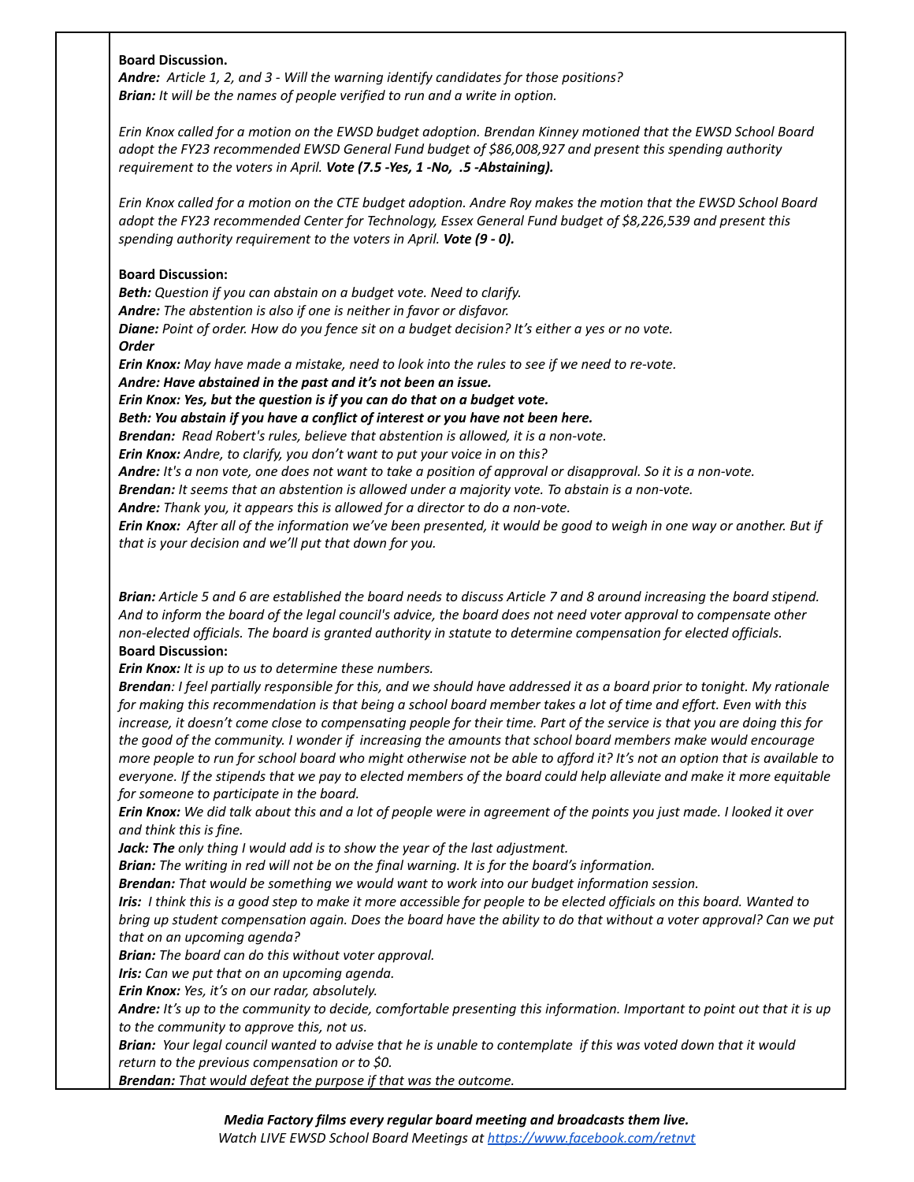**Board Discussion.**
***Andre:*** *Article 1, 2, and 3 - Will the warning identify candidates for those positions?*
***Brian:*** *It will be the names of people verified to run and a write in option.*

*Erin Knox called for a motion on the EWSD budget adoption. Brendan Kinney motioned that the EWSD School Board adopt the FY23 recommended EWSD General Fund budget of $86,008,927 and present this spending authority requirement to the voters in April.* ***Vote (7.5 -Yes, 1 -No, .5 -Abstaining).***

*Erin Knox called for a motion on the CTE budget adoption. Andre Roy makes the motion that the EWSD School Board adopt the FY23 recommended Center for Technology, Essex General Fund budget of $8,226,539 and present this spending authority requirement to the voters in April.* ***Vote (9 - 0).***

**Board Discussion:**
***Beth:*** *Question if you can abstain on a budget vote. Need to clarify.*
***Andre:*** *The abstention is also if one is neither in favor or disfavor.*
***Diane:*** *Point of order. How do you fence sit on a budget decision? It's either a yes or no vote.*
***Order***
***Erin Knox:*** *May have made a mistake, need to look into the rules to see if we need to re-vote.*
***Andre: Have abstained in the past and it's not been an issue.***
***Erin Knox: Yes, but the question is if you can do that on a budget vote.***
***Beth: You abstain if you have a conflict of interest or you have not been here.***
***Brendan:*** *Read Robert's rules, believe that abstention is allowed, it is a non-vote.*
***Erin Knox:*** *Andre, to clarify, you don't want to put your voice in on this?*
***Andre:*** *It's a non vote, one does not want to take a position of approval or disapproval. So it is a non-vote.*
***Brendan:*** *It seems that an abstention is allowed under a majority vote. To abstain is a non-vote.*
***Andre:*** *Thank you, it appears this is allowed for a director to do a non-vote.*
***Erin Knox:*** *After all of the information we've been presented, it would be good to weigh in one way or another. But if that is your decision and we'll put that down for you.*

***Brian:*** *Article 5 and 6 are established the board needs to discuss Article 7 and 8 around increasing the board stipend. And to inform the board of the legal council's advice, the board does not need voter approval to compensate other non-elected officials. The board is granted authority in statute to determine compensation for elected officials.*
**Board Discussion:**
***Erin Knox:*** *It is up to us to determine these numbers.*
***Brendan****: I feel partially responsible for this, and we should have addressed it as a board prior to tonight. My rationale for making this recommendation is that being a school board member takes a lot of time and effort. Even with this increase, it doesn't come close to compensating people for their time. Part of the service is that you are doing this for the good of the community. I wonder if increasing the amounts that school board members make would encourage more people to run for school board who might otherwise not be able to afford it? It's not an option that is available to everyone. If the stipends that we pay to elected members of the board could help alleviate and make it more equitable for someone to participate in the board.*
***Erin Knox:*** *We did talk about this and a lot of people were in agreement of the points you just made. I looked it over and think this is fine.*
***Jack: The*** *only thing I would add is to show the year of the last adjustment.*
***Brian:*** *The writing in red will not be on the final warning. It is for the board's information.*
***Brendan:*** *That would be something we would want to work into our budget information session.*
***Iris:*** *I think this is a good step to make it more accessible for people to be elected officials on this board. Wanted to bring up student compensation again. Does the board have the ability to do that without a voter approval? Can we put that on an upcoming agenda?*
***Brian:*** *The board can do this without voter approval.*
***Iris:*** *Can we put that on an upcoming agenda.*
***Erin Knox:*** *Yes, it's on our radar, absolutely.*
***Andre:*** *It's up to the community to decide, comfortable presenting this information. Important to point out that it is up to the community to approve this, not us.*
***Brian:*** *Your legal council wanted to advise that he is unable to contemplate if this was voted down that it would return to the previous compensation or to $0.*
***Brendan:*** *That would defeat the purpose if that was the outcome.*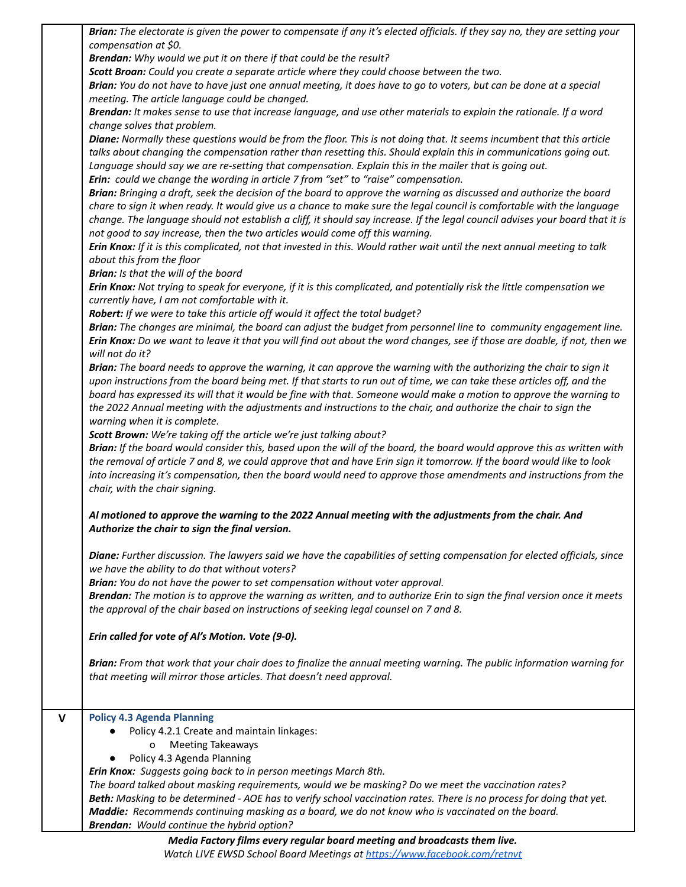| | |
|---|---|
| | ***Brian:*** *The electorate is given the power to compensate if any it's elected officials. If they say no, they are setting your compensation at $0.*<br>***Brendan:*** *Why would we put it on there if that could be the result?*<br>***Scott Broan:*** *Could you create a separate article where they could choose between the two.*<br>***Brian:*** *You do not have to have just one annual meeting, it does have to go to voters, but can be done at a special meeting. The article language could be changed.*<br>***Brendan:*** *It makes sense to use that increase language, and use other materials to explain the rationale. If a word change solves that problem.*<br>***Diane:*** *Normally these questions would be from the floor. This is not doing that. It seems incumbent that this article talks about changing the compensation rather than resetting this. Should explain this in communications going out. Language should say we are re-setting that compensation. Explain this in the mailer that is going out.*<br>***Erin:*** *could we change the wording in article 7 from "set" to "raise" compensation.*<br>***Brian:*** *Bringing a draft, seek the decision of the board to approve the warning as discussed and authorize the board chare to sign it when ready. It would give us a chance to make sure the legal council is comfortable with the language change. The language should not establish a cliff, it should say increase. If the legal council advises your board that it is not good to say increase, then the two articles would come off this warning.*<br>***Erin Knox:*** *If it is this complicated, not that invested in this. Would rather wait until the next annual meeting to talk about this from the floor*<br>***Brian:*** *Is that the will of the board*<br>***Erin Knox:*** *Not trying to speak for everyone, if it is this complicated, and potentially risk the little compensation we currently have, I am not comfortable with it.*<br>***Robert:*** *If we were to take this article off would it affect the total budget?*<br>***Brian:*** *The changes are minimal, the board can adjust the budget from personnel line to community engagement line.*<br>***Erin Knox:*** *Do we want to leave it that you will find out about the word changes, see if those are doable, if not, then we will not do it?*<br>***Brian:*** *The board needs to approve the warning, it can approve the warning with the authorizing the chair to sign it upon instructions from the board being met. If that starts to run out of time, we can take these articles off, and the board has expressed its will that it would be fine with that. Someone would make a motion to approve the warning to the 2022 Annual meeting with the adjustments and instructions to the chair, and authorize the chair to sign the warning when it is complete.*<br>***Scott Brown:*** *We're taking off the article we're just talking about?*<br>***Brian:*** *If the board would consider this, based upon the will of the board, the board would approve this as written with the removal of article 7 and 8, we could approve that and have Erin sign it tomorrow. If the board would like to look into increasing it's compensation, then the board would need to approve those amendments and instructions from the chair, with the chair signing.*<br><br>***Al motioned to approve the warning to the 2022 Annual meeting with the adjustments from the chair. And Authorize the chair to sign the final version.***<br><br>***Diane:*** *Further discussion. The lawyers said we have the capabilities of setting compensation for elected officials, since we have the ability to do that without voters?*<br>***Brian:*** *You do not have the power to set compensation without voter approval.*<br>***Brendan:*** *The motion is to approve the warning as written, and to authorize Erin to sign the final version once it meets the approval of the chair based on instructions of seeking legal counsel on 7 and 8.*<br><br>***Erin called for vote of Al's Motion. Vote (9-0).***<br><br>***Brian:*** *From that work that your chair does to finalize the annual meeting warning. The public information warning for that meeting will mirror those articles. That doesn't need approval.* |
| **V** | **Policy 4.3 Agenda Planning**<br>● Policy 4.2.1 Create and maintain linkages:<br>&nbsp;&nbsp;&nbsp;&nbsp;o Meeting Takeaways<br>● Policy 4.3 Agenda Planning<br>***Erin Knox:*** *Suggests going back to in person meetings March 8th.*<br>*The board talked about masking requirements, would we be masking? Do we meet the vaccination rates?*<br>***Beth:*** *Masking to be determined - AOE has to verify school vaccination rates. There is no process for doing that yet.*<br>***Maddie:*** *Recommends continuing masking as a board, we do not know who is vaccinated on the board.*<br>***Brendan:*** *Would continue the hybrid option?* |

***Media Factory films every regular board meeting and broadcasts them live.***
*Watch LIVE EWSD School Board Meetings at [https://www.facebook.com/retnvt](https://www.facebook.com/retnvt)*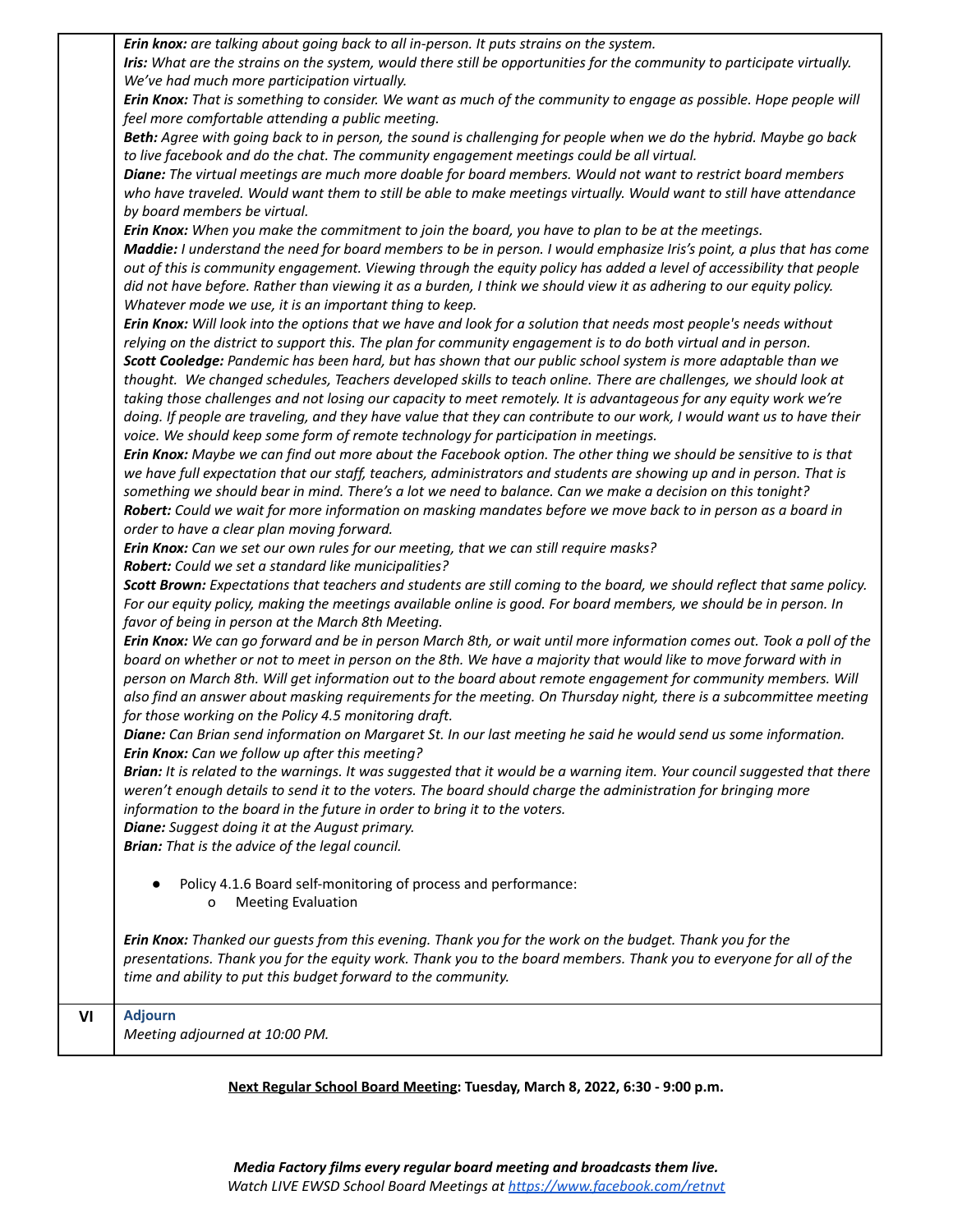| | |
|---|---|
| | ***Erin knox:*** *are talking about going back to all in-person. It puts strains on the system.*<br>***Iris:*** *What are the strains on the system, would there still be opportunities for the community to participate virtually. We've had much more participation virtually.*<br>***Erin Knox:*** *That is something to consider. We want as much of the community to engage as possible. Hope people will feel more comfortable attending a public meeting.*<br>***Beth:*** *Agree with going back to in person, the sound is challenging for people when we do the hybrid. Maybe go back to live facebook and do the chat. The community engagement meetings could be all virtual.*<br>***Diane:*** *The virtual meetings are much more doable for board members. Would not want to restrict board members who have traveled. Would want them to still be able to make meetings virtually. Would want to still have attendance by board members be virtual.*<br>***Erin Knox:*** *When you make the commitment to join the board, you have to plan to be at the meetings.*<br>***Maddie:*** *I understand the need for board members to be in person. I would emphasize Iris's point, a plus that has come out of this is community engagement. Viewing through the equity policy has added a level of accessibility that people did not have before. Rather than viewing it as a burden, I think we should view it as adhering to our equity policy. Whatever mode we use, it is an important thing to keep.*<br>***Erin Knox:*** *Will look into the options that we have and look for a solution that needs most people's needs without relying on the district to support this. The plan for community engagement is to do both virtual and in person.*<br>***Scott Cooledge:*** *Pandemic has been hard, but has shown that our public school system is more adaptable than we thought. We changed schedules, Teachers developed skills to teach online. There are challenges, we should look at taking those challenges and not losing our capacity to meet remotely. It is advantageous for any equity work we're doing. If people are traveling, and they have value that they can contribute to our work, I would want us to have their voice. We should keep some form of remote technology for participation in meetings.*<br>***Erin Knox:*** *Maybe we can find out more about the Facebook option. The other thing we should be sensitive to is that we have full expectation that our staff, teachers, administrators and students are showing up and in person. That is something we should bear in mind. There's a lot we need to balance. Can we make a decision on this tonight?*<br>***Robert:*** *Could we wait for more information on masking mandates before we move back to in person as a board in order to have a clear plan moving forward.*<br>***Erin Knox:*** *Can we set our own rules for our meeting, that we can still require masks?*<br>***Robert:*** *Could we set a standard like municipalities?*<br>***Scott Brown:*** *Expectations that teachers and students are still coming to the board, we should reflect that same policy. For our equity policy, making the meetings available online is good. For board members, we should be in person. In favor of being in person at the March 8th Meeting.*<br>***Erin Knox:*** *We can go forward and be in person March 8th, or wait until more information comes out. Took a poll of the board on whether or not to meet in person on the 8th. We have a majority that would like to move forward with in person on March 8th. Will get information out to the board about remote engagement for community members. Will also find an answer about masking requirements for the meeting. On Thursday night, there is a subcommittee meeting for those working on the Policy 4.5 monitoring draft.*<br>***Diane:*** *Can Brian send information on Margaret St. In our last meeting he said he would send us some information.*<br>***Erin Knox:*** *Can we follow up after this meeting?*<br>***Brian:*** *It is related to the warnings. It was suggested that it would be a warning item. Your council suggested that there weren't enough details to send it to the voters. The board should charge the administration for bringing more information to the board in the future in order to bring it to the voters.*<br>***Diane:*** *Suggest doing it at the August primary.*<br>***Brian:*** *That is the advice of the legal council.*<br><br>● Policy 4.1.6 Board self-monitoring of process and performance:<br>&nbsp;&nbsp;&nbsp;&nbsp;o Meeting Evaluation<br><br>***Erin Knox:*** *Thanked our guests from this evening. Thank you for the work on the budget. Thank you for the presentations. Thank you for the equity work. Thank you to the board members. Thank you to everyone for all of the time and ability to put this budget forward to the community.* |
| **VI** | **Adjourn**<br>*Meeting adjourned at 10:00 PM.* |

**<u>Next Regular School Board Meeting</u>: Tuesday, March 8, 2022, 6:30 - 9:00 p.m.**

***Media Factory films every regular board meeting and broadcasts them live.***
*Watch LIVE EWSD School Board Meetings at [https://www.facebook.com/retnvt](https://www.facebook.com/retnvt)*